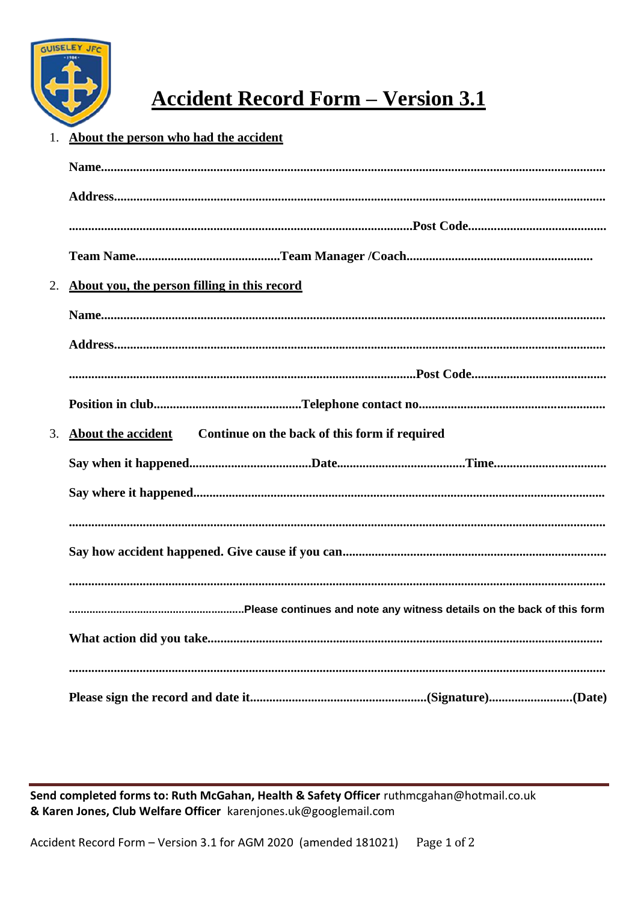# Accident Record Form – Version 3.1

1. **About the person who had the accident**

   **Name**.................................................................................................................................................

   **Address**............................................................................................................................................

   ......................................................................................................**Post Code**.........................................

   **Team Name**.........................................**Team Manager /Coach**...................................................

2. **About you, the person filling in this record**

   **Name**.................................................................................................................................................

   **Address**............................................................................................................................................

   ......................................................................................................**Post Code**.........................................

   **Position in club**.........................................**Telephone contact no**..................................................

3. **About the accident** **Continue on the back of this form if required**

   **Say when it happened**...................................**Date**....................................**Time**................................

   **Say where it happened**.....................................................................................................................

   .............................................................................................................................................................

   **Say how accident happened. Give cause if you can**......................................................................

   .............................................................................................................................................................

   ...................................................**Please continues and note any witness details on the back of this form**

   **What action did you take**..................................................................................................................

   .............................................................................................................................................................

   **Please sign the record and date it**...................................................**(Signature)**.......................**(Date)**

---

**Send completed forms to: Ruth McGahan, Health & Safety Officer** ruthmcgahan@hotmail.co.uk
**& Karen Jones, Club Welfare Officer** karenjones.uk@googlemail.com

Accident Record Form – Version 3.1 for AGM 2020 (amended 181021)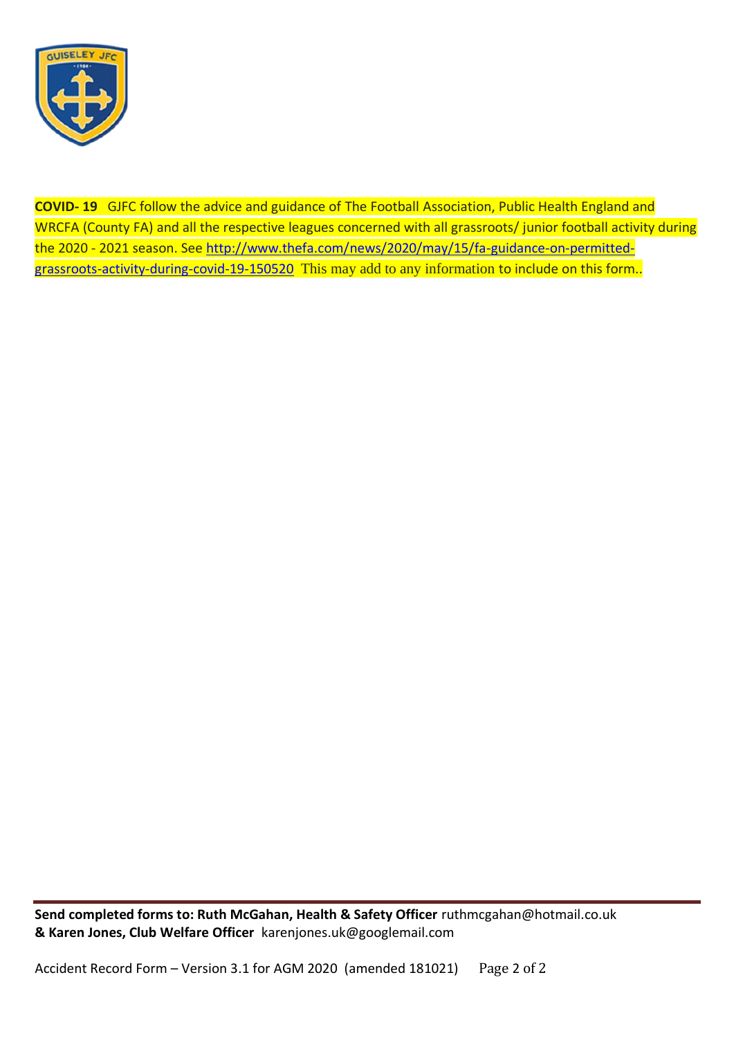**COVID- 19** GJFC follow the advice and guidance of The Football Association, Public Health England and WRCFA (County FA) and all the respective leagues concerned with all grassroots/ junior football activity during the 2020 - 2021 season. See [http://www.thefa.com/news/2020/may/15/fa-guidance-on-permitted-grassroots-activity-during-covid-19-150520](http://www.thefa.com/news/2020/may/15/fa-guidance-on-permitted-grassroots-activity-during-covid-19-150520) This may add to any information to include on this form..

**Send completed forms to: Ruth McGahan, Health & Safety Officer** ruthmcgahan@hotmail.co.uk
**& Karen Jones, Club Welfare Officer** karenjones.uk@googlemail.com

Accident Record Form – Version 3.1 for AGM 2020 (amended 181021)